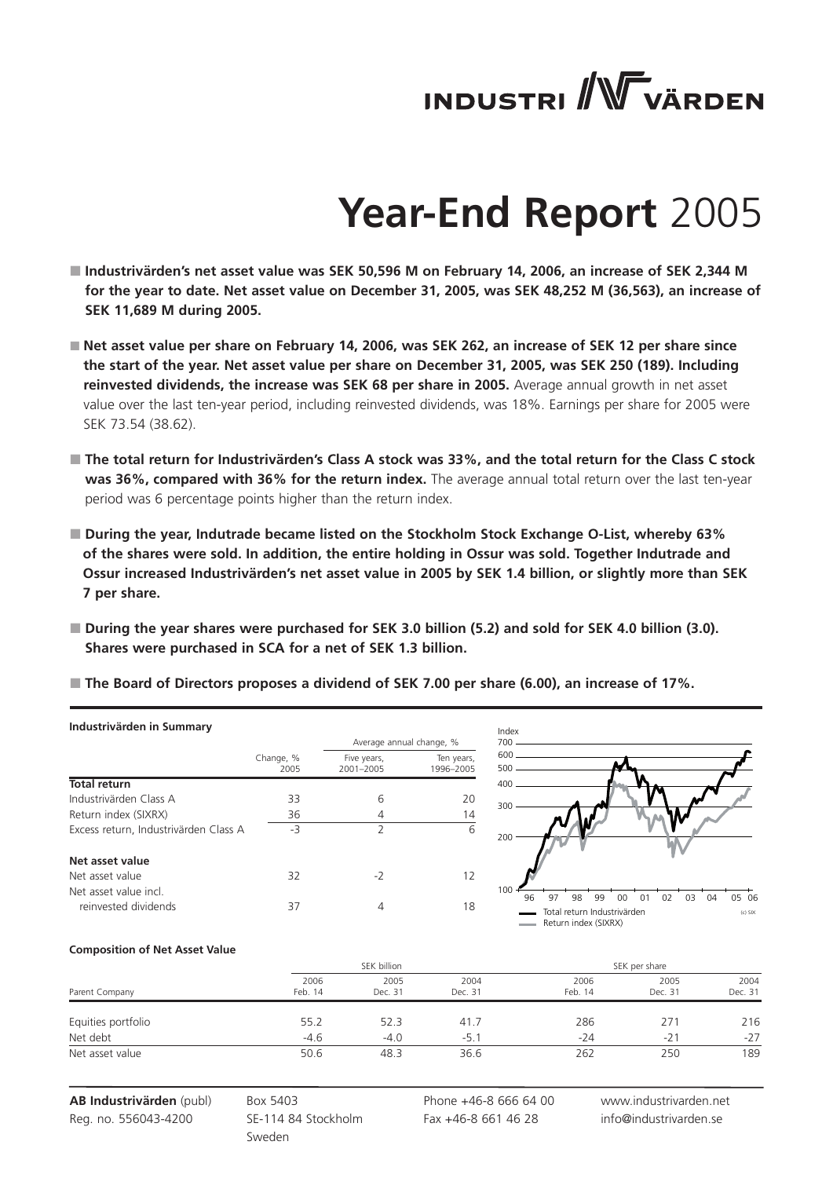# INDUSTRIVÄRDEN

# Year-End Report 2005

- **Industrivärden's net asset value was SEK 50,596 M on February 14, 2006, an increase of SEK 2,344 M for the year to date. Net asset value on December 31, 2005, was SEK 48,252 M (36,563), an increase of SEK 11,689 M during 2005.**
- **Net asset value per share on February 14, 2006, was SEK 262, an increase of SEK 12 per share since the start of the year. Net asset value per share on December 31, 2005, was SEK 250 (189). Including reinvested dividends, the increase was SEK 68 per share in 2005.** Average annual growth in net asset value over the last ten-year period, including reinvested dividends, was 18%. Earnings per share for 2005 were SEK 73.54 (38.62).
- **The total return for Industrivärden's Class A stock was 33%, and the total return for the Class C stock was 36%, compared with 36% for the return index.** The average annual total return over the last ten-year period was 6 percentage points higher than the return index.
- **During the year, Indutrade became listed on the Stockholm Stock Exchange O-List, whereby 63% of the shares were sold. In addition, the entire holding in Ossur was sold. Together Indutrade and Ossur increased Industrivärden's net asset value in 2005 by SEK 1.4 billion, or slightly more than SEK 7 per share.**
- **During the year shares were purchased for SEK 3.0 billion (5.2) and sold for SEK 4.0 billion (3.0). Shares were purchased in SCA for a net of SEK 1.3 billion.**
- **The Board of Directors proposes a dividend of SEK 7.00 per share (6.00), an increase of 17%.**

**Industrivärden in Summary**

| | Change, % 2005 | Average annual change, % Five years, 2001–2005 | Ten years, 1996–2005 |
|---|---|---|---|
| **Total return** | | | |
| Industrivärden Class A | 33 | 6 | 20 |
| Return index (SIXRX) | 36 | 4 | 14 |
| Excess return, Industrivärden Class A | -3 | 2 | 6 |
| **Net asset value** | | | |
| Net asset value | 32 | -2 | 12 |
| Net asset value incl. reinvested dividends | 37 | 4 | 18 |

**Composition of Net Asset Value**

| Parent Company | SEK billion 2006 Feb. 14 | 2005 Dec. 31 | 2004 Dec. 31 | SEK per share 2006 Feb. 14 | 2005 Dec. 31 | 2004 Dec. 31 |
|---|---|---|---|---|---|---|
| Equities portfolio | 55.2 | 52.3 | 41.7 | 286 | 271 | 216 |
| Net debt | -4.6 | -4.0 | -5.1 | -24 | -21 | -27 |
| Net asset value | 50.6 | 48.3 | 36.6 | 262 | 250 | 189 |

**AB Industrivärden** (publ)
Reg. no. 556043-4200

Box 5403
SE-114 84 Stockholm
Sweden

Phone +46-8 666 64 00
Fax +46-8 661 46 28

www.industrivarden.net
info@industrivarden.se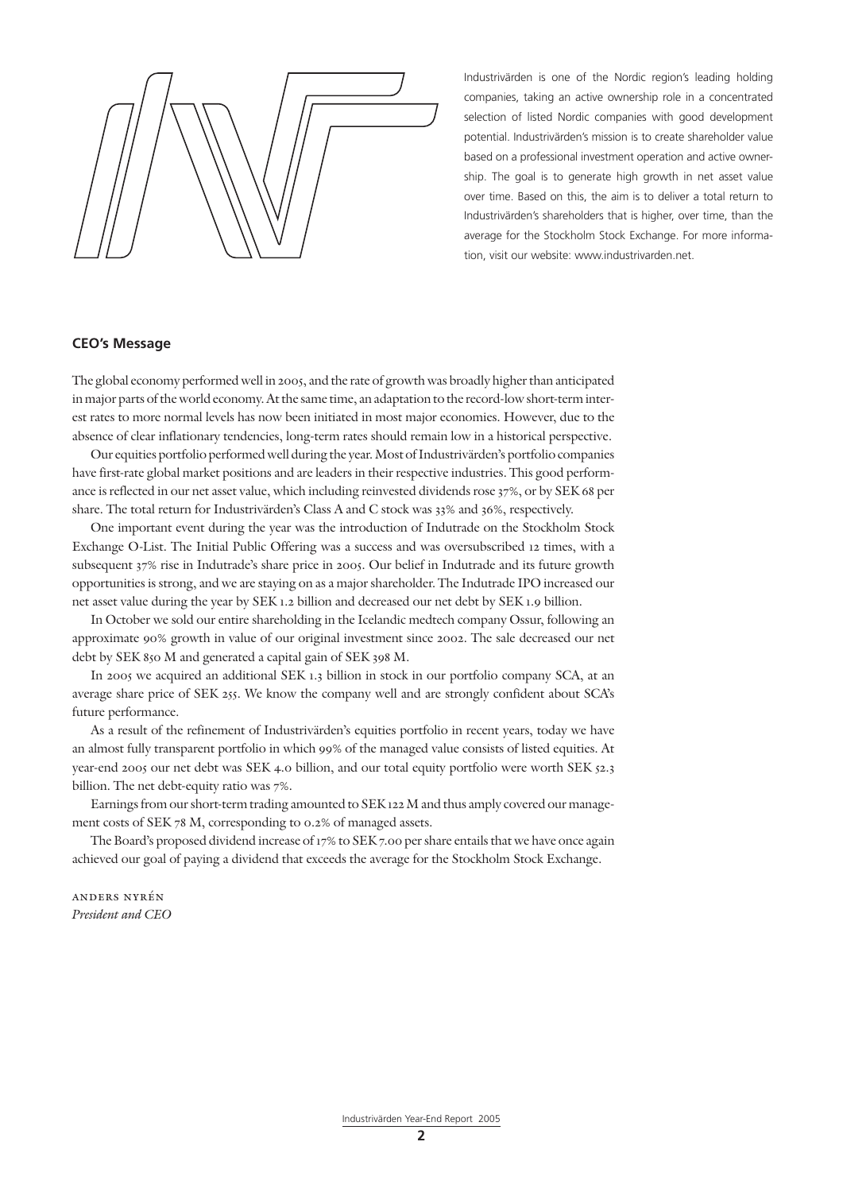Industrivärden is one of the Nordic region's leading holding companies, taking an active ownership role in a concentrated selection of listed Nordic companies with good development potential. Industrivärden's mission is to create shareholder value based on a professional investment operation and active ownership. The goal is to generate high growth in net asset value over time. Based on this, the aim is to deliver a total return to Industrivärden's shareholders that is higher, over time, than the average for the Stockholm Stock Exchange. For more information, visit our website: www.industrivarden.net.

## CEO's Message

The global economy performed well in 2005, and the rate of growth was broadly higher than anticipated in major parts of the world economy. At the same time, an adaptation to the record-low short-term interest rates to more normal levels has now been initiated in most major economies. However, due to the absence of clear inflationary tendencies, long-term rates should remain low in a historical perspective.

Our equities portfolio performed well during the year. Most of Industrivärden's portfolio companies have first-rate global market positions and are leaders in their respective industries. This good performance is reflected in our net asset value, which including reinvested dividends rose 37%, or by SEK 68 per share. The total return for Industrivärden's Class A and C stock was 33% and 36%, respectively.

One important event during the year was the introduction of Indutrade on the Stockholm Stock Exchange O-List. The Initial Public Offering was a success and was oversubscribed 12 times, with a subsequent 37% rise in Indutrade's share price in 2005. Our belief in Indutrade and its future growth opportunities is strong, and we are staying on as a major shareholder. The Indutrade IPO increased our net asset value during the year by SEK 1.2 billion and decreased our net debt by SEK 1.9 billion.

In October we sold our entire shareholding in the Icelandic medtech company Ossur, following an approximate 90% growth in value of our original investment since 2002. The sale decreased our net debt by SEK 850 M and generated a capital gain of SEK 398 M.

In 2005 we acquired an additional SEK 1.3 billion in stock in our portfolio company SCA, at an average share price of SEK 255. We know the company well and are strongly confident about SCA's future performance.

As a result of the refinement of Industrivärden's equities portfolio in recent years, today we have an almost fully transparent portfolio in which 99% of the managed value consists of listed equities. At year-end 2005 our net debt was SEK 4.0 billion, and our total equity portfolio were worth SEK 52.3 billion. The net debt-equity ratio was 7%.

Earnings from our short-term trading amounted to SEK 122 M and thus amply covered our management costs of SEK 78 M, corresponding to 0.2% of managed assets.

The Board's proposed dividend increase of 17% to SEK 7.00 per share entails that we have once again achieved our goal of paying a dividend that exceeds the average for the Stockholm Stock Exchange.

ANDERS NYRÉN
*President and CEO*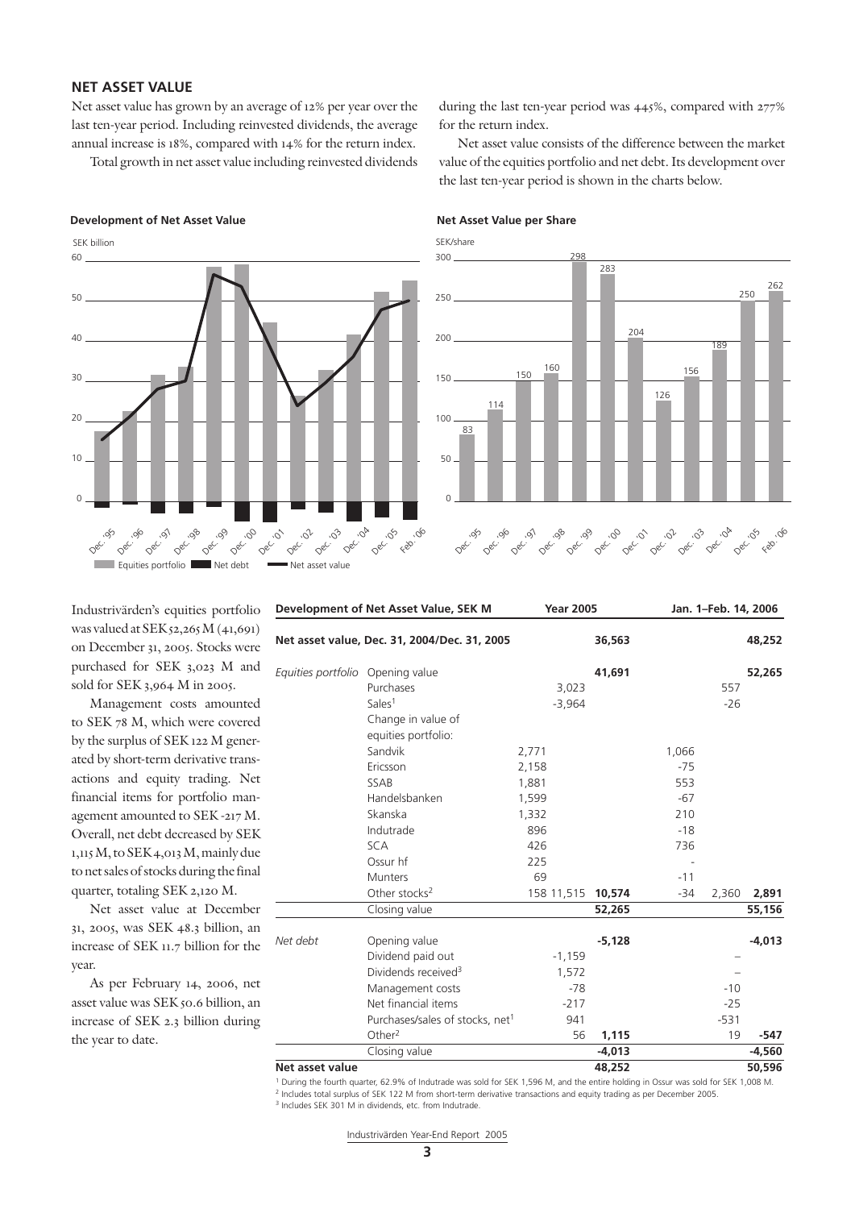## NET ASSET VALUE

Net asset value has grown by an average of 12% per year over the last ten-year period. Including reinvested dividends, the average annual increase is 18%, compared with 14% for the return index.

Total growth in net asset value including reinvested dividends during the last ten-year period was 445%, compared with 277% for the return index.

Net asset value consists of the difference between the market value of the equities portfolio and net debt. Its development over the last ten-year period is shown in the charts below.

**Development of Net Asset Value**

SEK billion

Equities portfolio ■ Net debt — Net asset value

**Net Asset Value per Share**

SEK/share

| Dec. '95 | Dec. '96 | Dec. '97 | Dec. '98 | Dec. '99 | Dec. '00 | Dec. '01 | Dec. '02 | Dec. '03 | Dec. '04 | Dec. '05 | Feb. '06 |
|---|---|---|---|---|---|---|---|---|---|---|---|
| 83 | 114 | 150 | 160 | 298 | 283 | 204 | 126 | 156 | 189 | 250 | 262 |

Industrivärden's equities portfolio was valued at SEK 52,265 M (41,691) on December 31, 2005. Stocks were purchased for SEK 3,023 M and sold for SEK 3,964 M in 2005.

Management costs amounted to SEK 78 M, which were covered by the surplus of SEK 122 M generated by short-term derivative transactions and equity trading. Net financial items for portfolio management amounted to SEK -217 M. Overall, net debt decreased by SEK 1,115 M, to SEK 4,013 M, mainly due to net sales of stocks during the final quarter, totaling SEK 2,120 M.

Net asset value at December 31, 2005, was SEK 48.3 billion, an increase of SEK 11.7 billion for the year.

As per February 14, 2006, net asset value was SEK 50.6 billion, an increase of SEK 2.3 billion during the year to date.

| Development of Net Asset Value, SEK M | | Year 2005 | | | Jan. 1–Feb. 14, 2006 | | |
|---|---|---|---|---|---|---|---|
| **Net asset value, Dec. 31, 2004/Dec. 31, 2005** | | | | **36,563** | | | **48,252** |
| *Equities portfolio* | Opening value | | | **41,691** | | | **52,265** |
| | Purchases | | 3,023 | | | 557 | |
| | Sales[1] | | -3,964 | | | -26 | |
| | Change in value of equities portfolio: | | | | | | |
| | Sandvik | 2,771 | | | 1,066 | | |
| | Ericsson | 2,158 | | | -75 | | |
| | SSAB | 1,881 | | | 553 | | |
| | Handelsbanken | 1,599 | | | -67 | | |
| | Skanska | 1,332 | | | 210 | | |
| | Indutrade | 896 | | | -18 | | |
| | SCA | 426 | | | 736 | | |
| | Ossur hf | 225 | | | - | | |
| | Munters | 69 | | | -11 | | |
| | Other stocks[2] | 158 | 11,515 | **10,574** | -34 | 2,360 | **2,891** |
| | Closing value | | | **52,265** | | | **55,156** |
| *Net debt* | Opening value | | | **-5,128** | | | **-4,013** |
| | Dividend paid out | | -1,159 | | | – | |
| | Dividends received[3] | | 1,572 | | | – | |
| | Management costs | | -78 | | | -10 | |
| | Net financial items | | -217 | | | -25 | |
| | Purchases/sales of stocks, net[1] | | 941 | | | -531 | |
| | Other[2] | | 56 | **1,115** | | 19 | **-547** |
| | Closing value | | | **-4,013** | | | **-4,560** |
| **Net asset value** | | | | **48,252** | | | **50,596** |

[1] During the fourth quarter, 62.9% of Indutrade was sold for SEK 1,596 M, and the entire holding in Ossur was sold for SEK 1,008 M.
[2] Includes total surplus of SEK 122 M from short-term derivative transactions and equity trading as per December 2005.
[3] Includes SEK 301 M in dividends, etc. from Indutrade.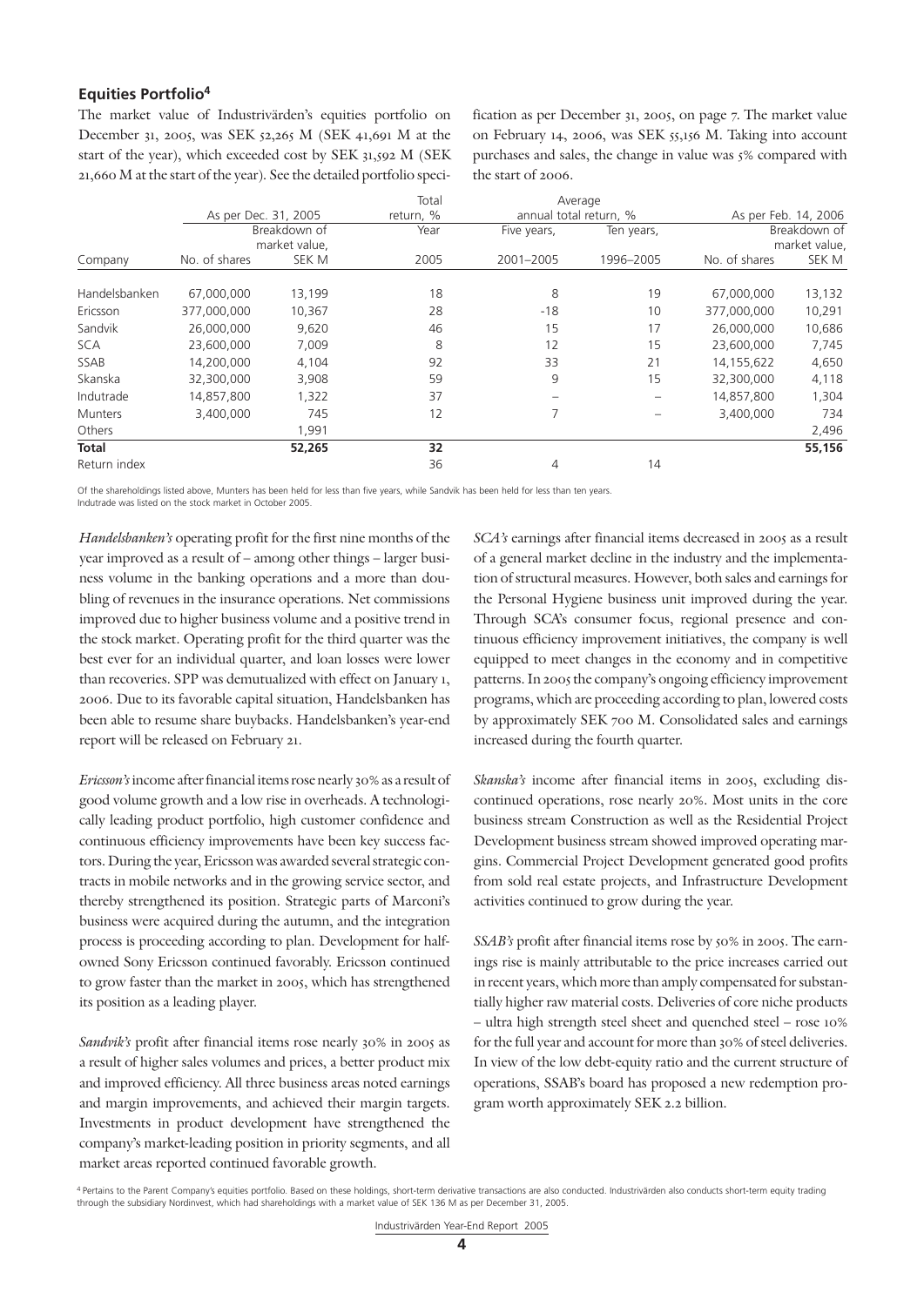## Equities Portfolio[4]

The market value of Industrivärden's equities portfolio on December 31, 2005, was SEK 52,265 M (SEK 41,691 M at the start of the year), which exceeded cost by SEK 31,592 M (SEK 21,660 M at the start of the year). See the detailed portfolio specification as per December 31, 2005, on page 7. The market value on February 14, 2006, was SEK 55,156 M. Taking into account purchases and sales, the change in value was 5% compared with the start of 2006.

| Company | As per Dec. 31, 2005 | | Total return, % | Average annual total return, % | | As per Feb. 14, 2006 | |
|---|---|---|---|---|---|---|---|
| | No. of shares | Breakdown of market value, SEK M | Year 2005 | Five years, 2001–2005 | Ten years, 1996–2005 | No. of shares | Breakdown of market value, SEK M |
| Handelsbanken | 67,000,000 | 13,199 | 18 | 8 | 19 | 67,000,000 | 13,132 |
| Ericsson | 377,000,000 | 10,367 | 28 | -18 | 10 | 377,000,000 | 10,291 |
| Sandvik | 26,000,000 | 9,620 | 46 | 15 | 17 | 26,000,000 | 10,686 |
| SCA | 23,600,000 | 7,009 | 8 | 12 | 15 | 23,600,000 | 7,745 |
| SSAB | 14,200,000 | 4,104 | 92 | 33 | 21 | 14,155,622 | 4,650 |
| Skanska | 32,300,000 | 3,908 | 59 | 9 | 15 | 32,300,000 | 4,118 |
| Indutrade | 14,857,800 | 1,322 | 37 | – | – | 14,857,800 | 1,304 |
| Munters | 3,400,000 | 745 | 12 | 7 | – | 3,400,000 | 734 |
| Others | | 1,991 | | | | | 2,496 |
| **Total** | | **52,265** | **32** | | | | **55,156** |
| Return index | | | 36 | 4 | 14 | | |

Of the shareholdings listed above, Munters has been held for less than five years, while Sandvik has been held for less than ten years.
Indutrade was listed on the stock market in October 2005.

*Handelsbanken's* operating profit for the first nine months of the year improved as a result of – among other things – larger business volume in the banking operations and a more than doubling of revenues in the insurance operations. Net commissions improved due to higher business volume and a positive trend in the stock market. Operating profit for the third quarter was the best ever for an individual quarter, and loan losses were lower than recoveries. SPP was demutualized with effect on January 1, 2006. Due to its favorable capital situation, Handelsbanken has been able to resume share buybacks. Handelsbanken's year-end report will be released on February 21.

*Ericsson's* income after financial items rose nearly 30% as a result of good volume growth and a low rise in overheads. A technologically leading product portfolio, high customer confidence and continuous efficiency improvements have been key success factors. During the year, Ericsson was awarded several strategic contracts in mobile networks and in the growing service sector, and thereby strengthened its position. Strategic parts of Marconi's business were acquired during the autumn, and the integration process is proceeding according to plan. Development for half-owned Sony Ericsson continued favorably. Ericsson continued to grow faster than the market in 2005, which has strengthened its position as a leading player.

*Sandvik's* profit after financial items rose nearly 30% in 2005 as a result of higher sales volumes and prices, a better product mix and improved efficiency. All three business areas noted earnings and margin improvements, and achieved their margin targets. Investments in product development have strengthened the company's market-leading position in priority segments, and all market areas reported continued favorable growth.

*SCA's* earnings after financial items decreased in 2005 as a result of a general market decline in the industry and the implementation of structural measures. However, both sales and earnings for the Personal Hygiene business unit improved during the year. Through SCA's consumer focus, regional presence and continuous efficiency improvement initiatives, the company is well equipped to meet changes in the economy and in competitive patterns. In 2005 the company's ongoing efficiency improvement programs, which are proceeding according to plan, lowered costs by approximately SEK 700 M. Consolidated sales and earnings increased during the fourth quarter.

*Skanska's* income after financial items in 2005, excluding discontinued operations, rose nearly 20%. Most units in the core business stream Construction as well as the Residential Project Development business stream showed improved operating margins. Commercial Project Development generated good profits from sold real estate projects, and Infrastructure Development activities continued to grow during the year.

*SSAB's* profit after financial items rose by 50% in 2005. The earnings rise is mainly attributable to the price increases carried out in recent years, which more than amply compensated for substantially higher raw material costs. Deliveries of core niche products – ultra high strength steel sheet and quenched steel – rose 10% for the full year and account for more than 30% of steel deliveries. In view of the low debt-equity ratio and the current structure of operations, SSAB's board has proposed a new redemption program worth approximately SEK 2.2 billion.

[4] Pertains to the Parent Company's equities portfolio. Based on these holdings, short-term derivative transactions are also conducted. Industrivärden also conducts short-term equity trading through the subsidiary Nordinvest, which had shareholdings with a market value of SEK 136 M as per December 31, 2005.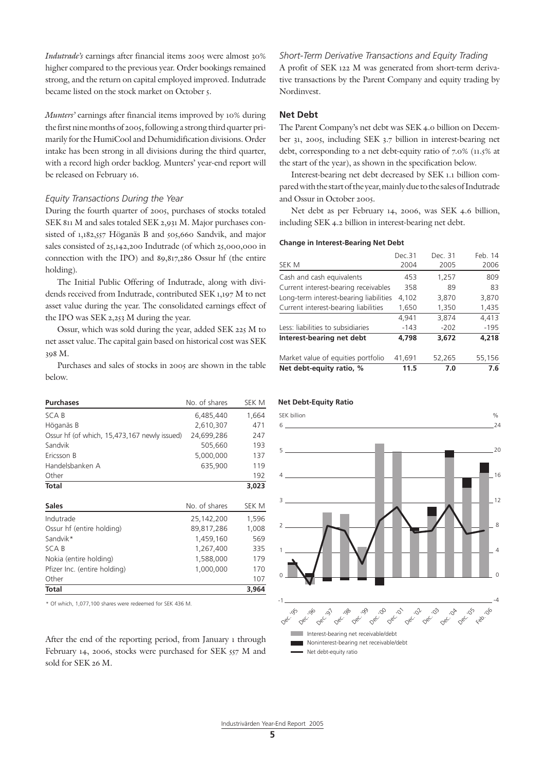*Indutrade's* earnings after financial items 2005 were almost 30% higher compared to the previous year. Order bookings remained strong, and the return on capital employed improved. Indutrade became listed on the stock market on October 5.

*Munters'* earnings after financial items improved by 10% during the first nine months of 2005, following a strong third quarter primarily for the HumiCool and Dehumidification divisions. Order intake has been strong in all divisions during the third quarter, with a record high order backlog. Munters' year-end report will be released on February 16.

### *Equity Transactions During the Year*

During the fourth quarter of 2005, purchases of stocks totaled SEK 811 M and sales totaled SEK 2,931 M. Major purchases consisted of 1,182,557 Höganäs B and 505,660 Sandvik, and major sales consisted of 25,142,200 Indutrade (of which 25,000,000 in connection with the IPO) and 89,817,286 Ossur hf (the entire holding).

The Initial Public Offering of Indutrade, along with dividends received from Indutrade, contributed SEK 1,197 M to net asset value during the year. The consolidated earnings effect of the IPO was SEK 2,253 M during the year.

Ossur, which was sold during the year, added SEK 225 M to net asset value. The capital gain based on historical cost was SEK 398 M.

Purchases and sales of stocks in 2005 are shown in the table below.

| Purchases | No. of shares | SEK M |
|---|---|---|
| SCA B | 6,485,440 | 1,664 |
| Höganäs B | 2,610,307 | 471 |
| Ossur hf (of which, 15,473,167 newly issued) | 24,699,286 | 247 |
| Sandvik | 505,660 | 193 |
| Ericsson B | 5,000,000 | 137 |
| Handelsbanken A | 635,900 | 119 |
| Other | | 192 |
| **Total** | | **3,023** |

| Sales | No. of shares | SEK M |
|---|---|---|
| Indutrade | 25,142,200 | 1,596 |
| Ossur hf (entire holding) | 89,817,286 | 1,008 |
| Sandvik* | 1,459,160 | 569 |
| SCA B | 1,267,400 | 335 |
| Nokia (entire holding) | 1,588,000 | 179 |
| Pfizer Inc. (entire holding) | 1,000,000 | 170 |
| Other | | 107 |
| **Total** | | **3,964** |

\* Of which, 1,077,100 shares were redeemed for SEK 436 M.

After the end of the reporting period, from January 1 through February 14, 2006, stocks were purchased for SEK 557 M and sold for SEK 26 M.

### *Short-Term Derivative Transactions and Equity Trading*

A profit of SEK 122 M was generated from short-term derivative transactions by the Parent Company and equity trading by Nordinvest.

## Net Debt

The Parent Company's net debt was SEK 4.0 billion on December 31, 2005, including SEK 3.7 billion in interest-bearing net debt, corresponding to a net debt-equity ratio of 7.0% (11.5% at the start of the year), as shown in the specification below.

Interest-bearing net debt decreased by SEK 1.1 billion compared with the start of the year, mainly due to the sales of Indutrade and Ossur in October 2005.

Net debt as per February 14, 2006, was SEK 4.6 billion, including SEK 4.2 billion in interest-bearing net debt.

**Change in Interest-Bearing Net Debt**

| SEK M | Dec.31 2004 | Dec. 31 2005 | Feb. 14 2006 |
|---|---|---|---|
| Cash and cash equivalents | 453 | 1,257 | 809 |
| Current interest-bearing receivables | 358 | 89 | 83 |
| Long-term interest-bearing liabilities | 4,102 | 3,870 | 3,870 |
| Current interest-bearing liabilities | 1,650 | 1,350 | 1,435 |
| | 4,941 | 3,874 | 4,413 |
| Less: liabilities to subsidiaries | -143 | -202 | -195 |
| **Interest-bearing net debt** | **4,798** | **3,672** | **4,218** |
| Market value of equities portfolio | 41,691 | 52,265 | 55,156 |
| **Net debt-equity ratio, %** | **11.5** | **7.0** | **7.6** |

**Net Debt-Equity Ratio**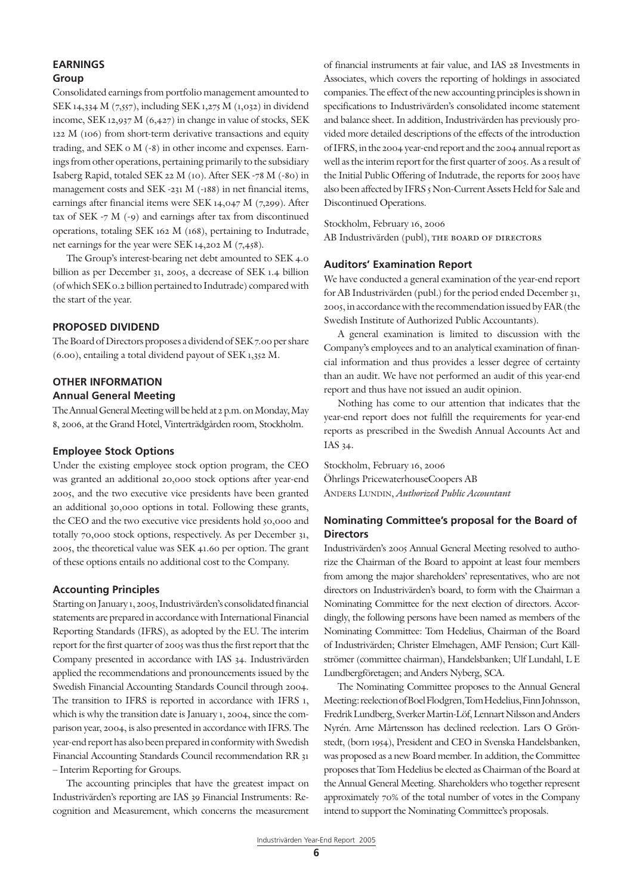## EARNINGS

### Group

Consolidated earnings from portfolio management amounted to SEK 14,334 M (7,557), including SEK 1,275 M (1,032) in dividend income, SEK 12,937 M (6,427) in change in value of stocks, SEK 122 M (106) from short-term derivative transactions and equity trading, and SEK 0 M (-8) in other income and expenses. Earnings from other operations, pertaining primarily to the subsidiary Isaberg Rapid, totaled SEK 22 M (10). After SEK -78 M (-80) in management costs and SEK -231 M (-188) in net financial items, earnings after financial items were SEK 14,047 M (7,299). After tax of SEK -7 M (-9) and earnings after tax from discontinued operations, totaling SEK 162 M (168), pertaining to Indutrade, net earnings for the year were SEK 14,202 M (7,458).

The Group's interest-bearing net debt amounted to SEK 4.0 billion as per December 31, 2005, a decrease of SEK 1.4 billion (of which SEK 0.2 billion pertained to Indutrade) compared with the start of the year.

## PROPOSED DIVIDEND

The Board of Directors proposes a dividend of SEK 7.00 per share (6.00), entailing a total dividend payout of SEK 1,352 M.

## OTHER INFORMATION

### Annual General Meeting

The Annual General Meeting will be held at 2 p.m. on Monday, May 8, 2006, at the Grand Hotel, Vinterträdgården room, Stockholm.

### Employee Stock Options

Under the existing employee stock option program, the CEO was granted an additional 20,000 stock options after year-end 2005, and the two executive vice presidents have been granted an additional 30,000 options in total. Following these grants, the CEO and the two executive vice presidents hold 50,000 and totally 70,000 stock options, respectively. As per December 31, 2005, the theoretical value was SEK 41.60 per option. The grant of these options entails no additional cost to the Company.

### Accounting Principles

Starting on January 1, 2005, Industrivärden's consolidated financial statements are prepared in accordance with International Financial Reporting Standards (IFRS), as adopted by the EU. The interim report for the first quarter of 2005 was thus the first report that the Company presented in accordance with IAS 34. Industrivärden applied the recommendations and pronouncements issued by the Swedish Financial Accounting Standards Council through 2004. The transition to IFRS is reported in accordance with IFRS 1, which is why the transition date is January 1, 2004, since the comparison year, 2004, is also presented in accordance with IFRS. The year-end report has also been prepared in conformity with Swedish Financial Accounting Standards Council recommendation RR 31 – Interim Reporting for Groups.

The accounting principles that have the greatest impact on Industrivärden's reporting are IAS 39 Financial Instruments: Recognition and Measurement, which concerns the measurement of financial instruments at fair value, and IAS 28 Investments in Associates, which covers the reporting of holdings in associated companies. The effect of the new accounting principles is shown in specifications to Industrivärden's consolidated income statement and balance sheet. In addition, Industrivärden has previously provided more detailed descriptions of the effects of the introduction of IFRS, in the 2004 year-end report and the 2004 annual report as well as the interim report for the first quarter of 2005. As a result of the Initial Public Offering of Indutrade, the reports for 2005 have also been affected by IFRS 5 Non-Current Assets Held for Sale and Discontinued Operations.

Stockholm, February 16, 2006
AB Industrivärden (publ), THE BOARD OF DIRECTORS

### Auditors' Examination Report

We have conducted a general examination of the year-end report for AB Industrivärden (publ.) for the period ended December 31, 2005, in accordance with the recommendation issued by FAR (the Swedish Institute of Authorized Public Accountants).

A general examination is limited to discussion with the Company's employees and to an analytical examination of financial information and thus provides a lesser degree of certainty than an audit. We have not performed an audit of this year-end report and thus have not issued an audit opinion.

Nothing has come to our attention that indicates that the year-end report does not fulfill the requirements for year-end reports as prescribed in the Swedish Annual Accounts Act and IAS 34.

Stockholm, February 16, 2006
Öhrlings PricewaterhouseCoopers AB
ANDERS LUNDIN, *Authorized Public Accountant*

### Nominating Committee's proposal for the Board of Directors

Industrivärden's 2005 Annual General Meeting resolved to authorize the Chairman of the Board to appoint at least four members from among the major shareholders' representatives, who are not directors on Industrivärden's board, to form with the Chairman a Nominating Committee for the next election of directors. Accordingly, the following persons have been named as members of the Nominating Committee: Tom Hedelius, Chairman of the Board of Industrivärden; Christer Elmehagen, AMF Pension; Curt Källströmer (committee chairman), Handelsbanken; Ulf Lundahl, L E Lundbergföretagen; and Anders Nyberg, SCA.

The Nominating Committee proposes to the Annual General Meeting: reelection of Boel Flodgren, Tom Hedelius, Finn Johnsson, Fredrik Lundberg, Sverker Martin-Löf, Lennart Nilsson and Anders Nyrén. Arne Mårtensson has declined reelection. Lars O Grönstedt, (born 1954), President and CEO in Svenska Handelsbanken, was proposed as a new Board member. In addition, the Committee proposes that Tom Hedelius be elected as Chairman of the Board at the Annual General Meeting. Shareholders who together represent approximately 70% of the total number of votes in the Company intend to support the Nominating Committee's proposals.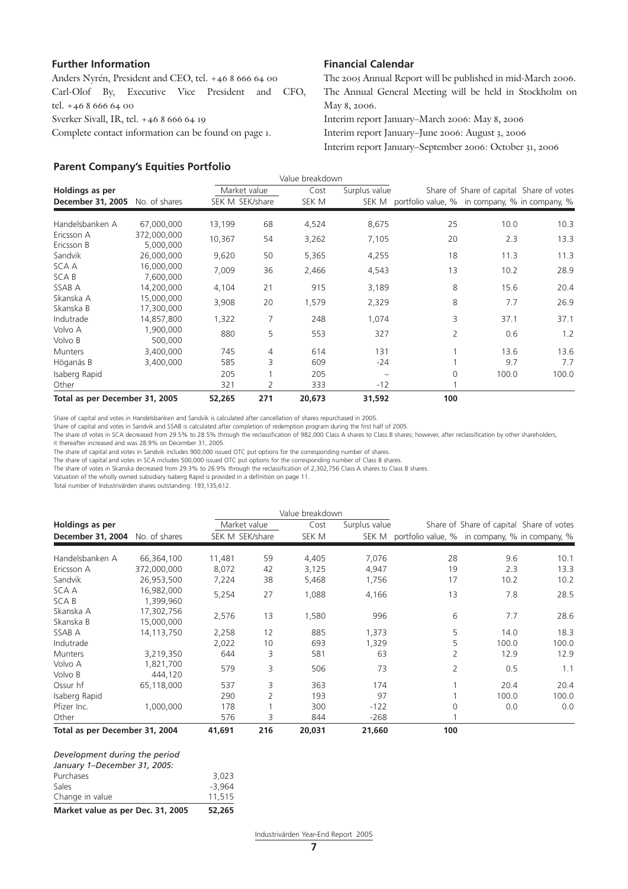## Further Information

Anders Nyrén, President and CEO, tel. +46 8 666 64 00
Carl-Olof By, Executive Vice President and CFO, tel. +46 8 666 64 00
Sverker Sivall, IR, tel. +46 8 666 64 19
Complete contact information can be found on page 1.

## Financial Calendar

The 2005 Annual Report will be published in mid-March 2006.
The Annual General Meeting will be held in Stockholm on May 8, 2006.
Interim report January–March 2006: May 8, 2006
Interim report January–June 2006: August 3, 2006
Interim report January–September 2006: October 31, 2006

## Parent Company's Equities Portfolio

| Holdings as per December 31, 2005 | No. of shares | Value breakdown: Market value SEK M | SEK/share | Cost SEK M | Surplus value SEK M | Share of portfolio value, % | Share of capital in company, % | Share of votes in company, % |
|---|---|---|---|---|---|---|---|---|
| Handelsbanken A | 67,000,000 | 13,199 | 68 | 4,524 | 8,675 | 25 | 10.0 | 10.3 |
| Ericsson A | 372,000,000 | 10,367 | 54 | 3,262 | 7,105 | 20 | 2.3 | 13.3 |
| Ericsson B | 5,000,000 | | | | | | | |
| Sandvik | 26,000,000 | 9,620 | 50 | 5,365 | 4,255 | 18 | 11.3 | 11.3 |
| SCA A | 16,000,000 | 7,009 | 36 | 2,466 | 4,543 | 13 | 10.2 | 28.9 |
| SCA B | 7,600,000 | | | | | | | |
| SSAB A | 14,200,000 | 4,104 | 21 | 915 | 3,189 | 8 | 15.6 | 20.4 |
| Skanska A | 15,000,000 | 3,908 | 20 | 1,579 | 2,329 | 8 | 7.7 | 26.9 |
| Skanska B | 17,300,000 | | | | | | | |
| Indutrade | 14,857,800 | 1,322 | 7 | 248 | 1,074 | 3 | 37.1 | 37.1 |
| Volvo A | 1,900,000 | 880 | 5 | 553 | 327 | 2 | 0.6 | 1.2 |
| Volvo B | 500,000 | | | | | | | |
| Munters | 3,400,000 | 745 | 4 | 614 | 131 | 1 | 13.6 | 13.6 |
| Höganäs B | 3,400,000 | 585 | 3 | 609 | -24 | 1 | 9.7 | 7.7 |
| Isaberg Rapid | | 205 | 1 | 205 | – | 0 | 100.0 | 100.0 |
| Other | | 321 | 2 | 333 | -12 | 1 | | |
| **Total as per December 31, 2005** | | **52,265** | **271** | **20,673** | **31,592** | **100** | | |

Share of capital and votes in Handelsbanken and Sandvik is calculated after cancellation of shares repurchased in 2005.
Share of capital and votes in Sandvik and SSAB is calculated after completion of redemption program during the first half of 2005.
The share of votes in SCA decreased from 29.5% to 28.5% through the reclassification of 982,000 Class A shares to Class B shares; however, after reclassification by other shareholders, it thereafter increased and was 28.9% on December 31, 2005.
The share of capital and votes in Sandvik includes 900,000 issued OTC put options for the corresponding number of shares.
The share of capital and votes in SCA includes 500,000 issued OTC put options for the corresponding number of Class B shares.
The share of votes in Skanska decreased from 29.3% to 26.9% through the reclassification of 2,302,756 Class A shares to Class B shares.
Valuation of the wholly owned subsidiary Isaberg Rapid is provided in a definition on page 11.
Total number of Industrivärden shares outstanding: 193,135,612.

| Holdings as per December 31, 2004 | No. of shares | Value breakdown: Market value SEK M | SEK/share | Cost SEK M | Surplus value SEK M | Share of portfolio value, % | Share of capital in company, % | Share of votes in company, % |
|---|---|---|---|---|---|---|---|---|
| Handelsbanken A | 66,364,100 | 11,481 | 59 | 4,405 | 7,076 | 28 | 9.6 | 10.1 |
| Ericsson A | 372,000,000 | 8,072 | 42 | 3,125 | 4,947 | 19 | 2.3 | 13.3 |
| Sandvik | 26,953,500 | 7,224 | 38 | 5,468 | 1,756 | 17 | 10.2 | 10.2 |
| SCA A | 16,982,000 | 5,254 | 27 | 1,088 | 4,166 | 13 | 7.8 | 28.5 |
| SCA B | 1,399,960 | | | | | | | |
| Skanska A | 17,302,756 | 2,576 | 13 | 1,580 | 996 | 6 | 7.7 | 28.6 |
| Skanska B | 15,000,000 | | | | | | | |
| SSAB A | 14,113,750 | 2,258 | 12 | 885 | 1,373 | 5 | 14.0 | 18.3 |
| Indutrade | | 2,022 | 10 | 693 | 1,329 | 5 | 100.0 | 100.0 |
| Munters | 3,219,350 | 644 | 3 | 581 | 63 | 2 | 12.9 | 12.9 |
| Volvo A | 1,821,700 | 579 | 3 | 506 | 73 | 2 | 0.5 | 1.1 |
| Volvo B | 444,120 | | | | | | | |
| Ossur hf | 65,118,000 | 537 | 3 | 363 | 174 | 1 | 20.4 | 20.4 |
| Isaberg Rapid | | 290 | 2 | 193 | 97 | 1 | 100.0 | 100.0 |
| Pfizer Inc. | 1,000,000 | 178 | 1 | 300 | -122 | 0 | 0.0 | 0.0 |
| Other | | 576 | 3 | 844 | -268 | 1 | | |
| **Total as per December 31, 2004** | | **41,691** | **216** | **20,031** | **21,660** | **100** | | |

| *Development during the period January 1–December 31, 2005:* | |
|---|---|
| Purchases | 3,023 |
| Sales | -3,964 |
| Change in value | 11,515 |
| **Market value as per Dec. 31, 2005** | **52,265** |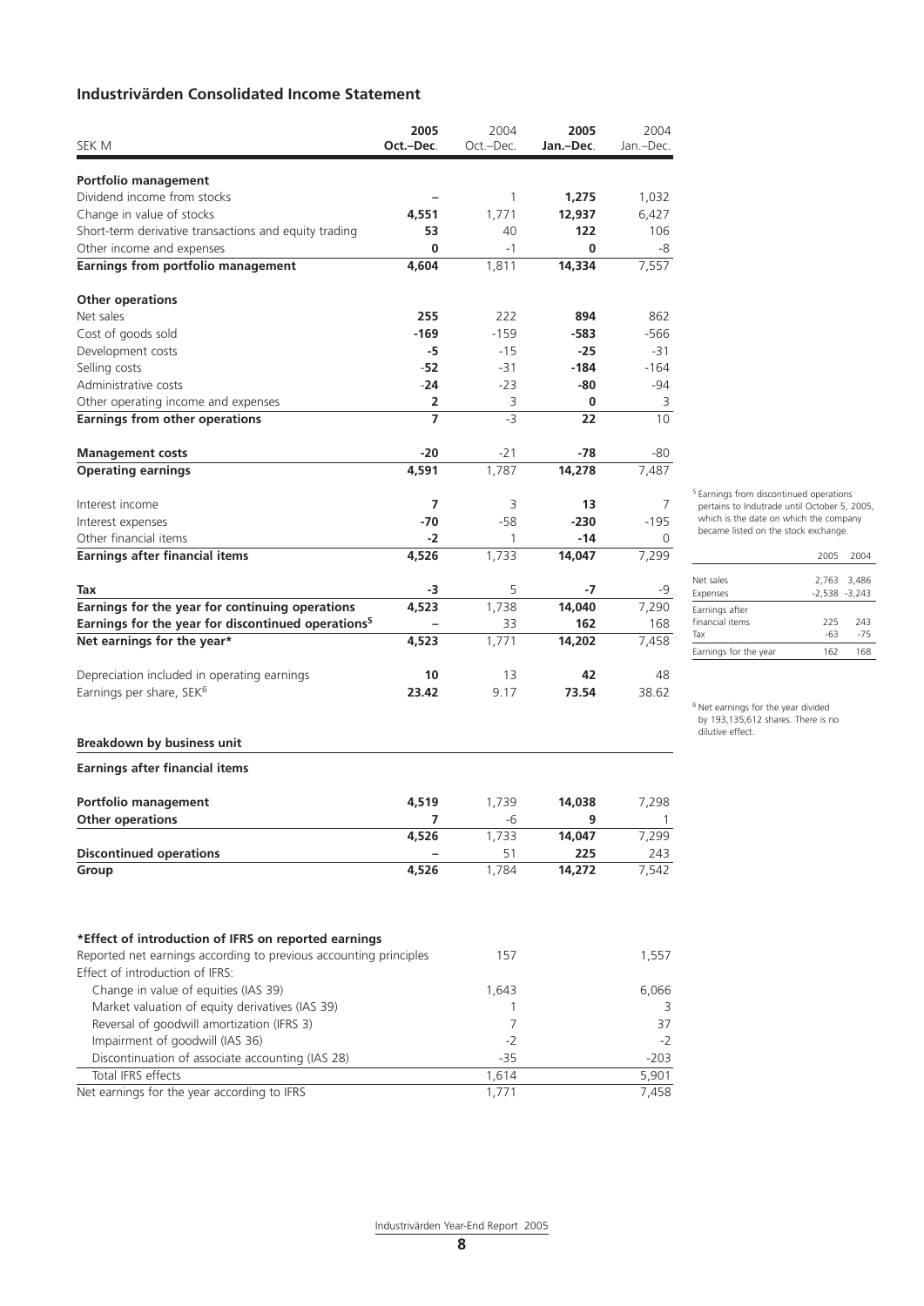## Industrivärden Consolidated Income Statement

| SEK M | 2005 Oct.–Dec. | 2004 Oct.–Dec. | 2005 Jan.–Dec. | 2004 Jan.–Dec. |
|---|---|---|---|---|
| **Portfolio management** | | | | |
| Dividend income from stocks | – | 1 | **1,275** | 1,032 |
| Change in value of stocks | **4,551** | 1,771 | **12,937** | 6,427 |
| Short-term derivative transactions and equity trading | **53** | 40 | **122** | 106 |
| Other income and expenses | **0** | -1 | **0** | -8 |
| **Earnings from portfolio management** | **4,604** | 1,811 | **14,334** | 7,557 |
| **Other operations** | | | | |
| Net sales | **255** | 222 | **894** | 862 |
| Cost of goods sold | **-169** | -159 | **-583** | -566 |
| Development costs | **-5** | -15 | **-25** | -31 |
| Selling costs | **-52** | -31 | **-184** | -164 |
| Administrative costs | **-24** | -23 | **-80** | -94 |
| Other operating income and expenses | **2** | 3 | **0** | 3 |
| **Earnings from other operations** | **7** | -3 | **22** | 10 |
| **Management costs** | **-20** | -21 | **-78** | -80 |
| **Operating earnings** | **4,591** | 1,787 | **14,278** | 7,487 |
| Interest income | **7** | 3 | **13** | 7 |
| Interest expenses | **-70** | -58 | **-230** | -195 |
| Other financial items | **-2** | 1 | **-14** | 0 |
| **Earnings after financial items** | **4,526** | 1,733 | **14,047** | 7,299 |
| **Tax** | **-3** | 5 | **-7** | -9 |
| **Earnings for the year for continuing operations** | **4,523** | 1,738 | **14,040** | 7,290 |
| **Earnings for the year for discontinued operations[5]** | – | 33 | **162** | 168 |
| **Net earnings for the year*** | **4,523** | 1,771 | **14,202** | 7,458 |
| Depreciation included in operating earnings | **10** | 13 | **42** | 48 |
| Earnings per share, SEK[6] | **23.42** | 9.17 | **73.54** | 38.62 |

[5] Earnings from discontinued operations pertains to Indutrade until October 5, 2005, which is the date on which the company became listed on the stock exchange.

| | 2005 | 2004 |
|---|---|---|
| Net sales | 2,763 | 3,486 |
| Expenses | -2,538 | -3,243 |
| Earnings after financial items | 225 | 243 |
| Tax | -63 | -75 |
| Earnings for the year | 162 | 168 |

[6] Net earnings for the year divided by 193,135,612 shares. There is no dilutive effect.

### Breakdown by business unit

**Earnings after financial items**

| | 2005 Oct.–Dec. | 2004 Oct.–Dec. | 2005 Jan.–Dec. | 2004 Jan.–Dec. |
|---|---|---|---|---|
| **Portfolio management** | **4,519** | 1,739 | **14,038** | 7,298 |
| **Other operations** | **7** | -6 | **9** | 1 |
| | **4,526** | 1,733 | **14,047** | 7,299 |
| **Discontinued operations** | – | 51 | **225** | 243 |
| **Group** | **4,526** | 1,784 | **14,272** | 7,542 |

### *Effect of introduction of IFRS on reported earnings

| | 2004 Oct.–Dec. | 2004 Jan.–Dec. |
|---|---|---|
| Reported net earnings according to previous accounting principles | 157 | 1,557 |
| Effect of introduction of IFRS: | | |
| Change in value of equities (IAS 39) | 1,643 | 6,066 |
| Market valuation of equity derivatives (IAS 39) | 1 | 3 |
| Reversal of goodwill amortization (IFRS 3) | 7 | 37 |
| Impairment of goodwill (IAS 36) | -2 | -2 |
| Discontinuation of associate accounting (IAS 28) | -35 | -203 |
| Total IFRS effects | 1,614 | 5,901 |
| Net earnings for the year according to IFRS | 1,771 | 7,458 |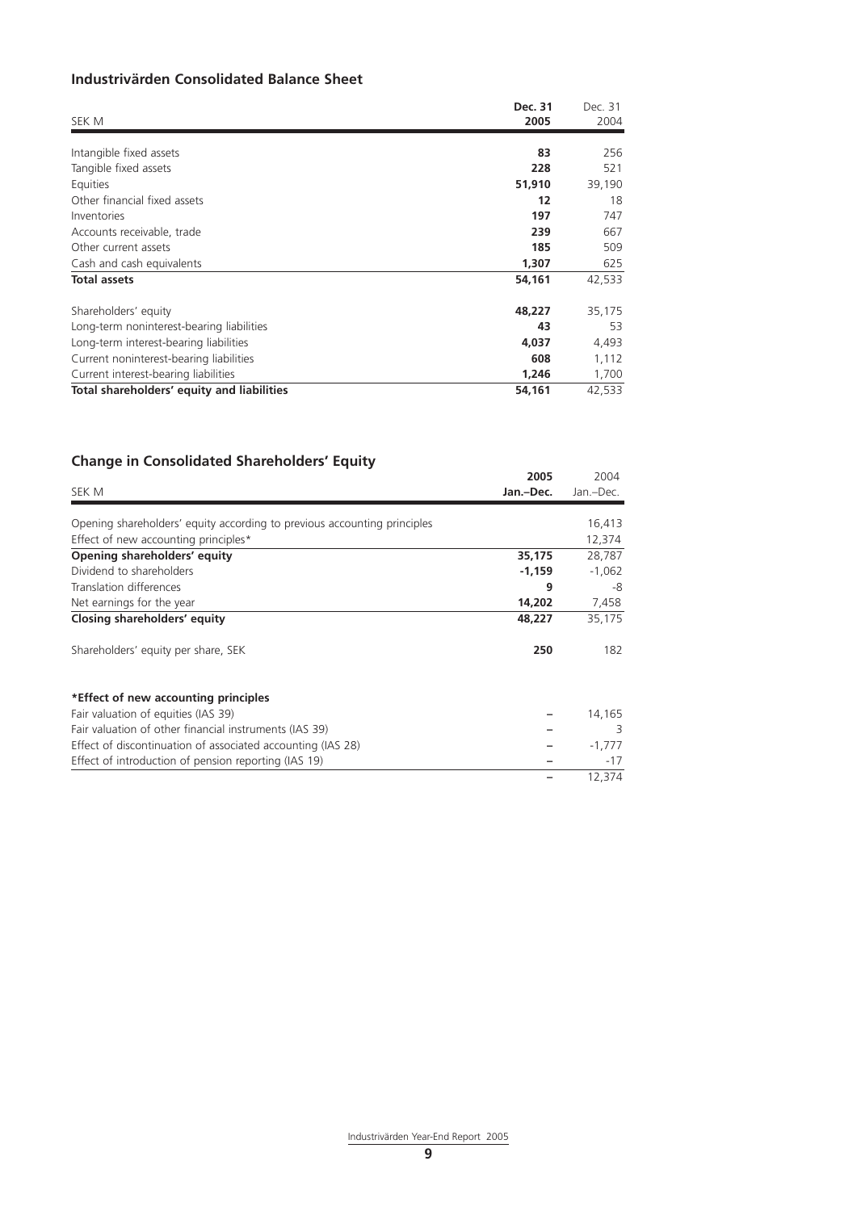## Industrivärden Consolidated Balance Sheet

| SEK M | **Dec. 31 2005** | Dec. 31 2004 |
|---|---|---|
| Intangible fixed assets | **83** | 256 |
| Tangible fixed assets | **228** | 521 |
| Equities | **51,910** | 39,190 |
| Other financial fixed assets | **12** | 18 |
| Inventories | **197** | 747 |
| Accounts receivable, trade | **239** | 667 |
| Other current assets | **185** | 509 |
| Cash and cash equivalents | **1,307** | 625 |
| **Total assets** | **54,161** | 42,533 |
| Shareholders' equity | **48,227** | 35,175 |
| Long-term noninterest-bearing liabilities | **43** | 53 |
| Long-term interest-bearing liabilities | **4,037** | 4,493 |
| Current noninterest-bearing liabilities | **608** | 1,112 |
| Current interest-bearing liabilities | **1,246** | 1,700 |
| **Total shareholders' equity and liabilities** | **54,161** | 42,533 |

## Change in Consolidated Shareholders' Equity

| SEK M | **2005 Jan.–Dec.** | 2004 Jan.–Dec. |
|---|---|---|
| Opening shareholders' equity according to previous accounting principles | | 16,413 |
| Effect of new accounting principles* | | 12,374 |
| **Opening shareholders' equity** | **35,175** | 28,787 |
| Dividend to shareholders | **-1,159** | -1,062 |
| Translation differences | **9** | -8 |
| Net earnings for the year | **14,202** | 7,458 |
| **Closing shareholders' equity** | **48,227** | 35,175 |
| Shareholders' equity per share, SEK | **250** | 182 |

**\*Effect of new accounting principles**

| | | |
|---|---|---|
| Fair valuation of equities (IAS 39) | – | 14,165 |
| Fair valuation of other financial instruments (IAS 39) | – | 3 |
| Effect of discontinuation of associated accounting (IAS 28) | – | -1,777 |
| Effect of introduction of pension reporting (IAS 19) | – | -17 |
| | – | 12,374 |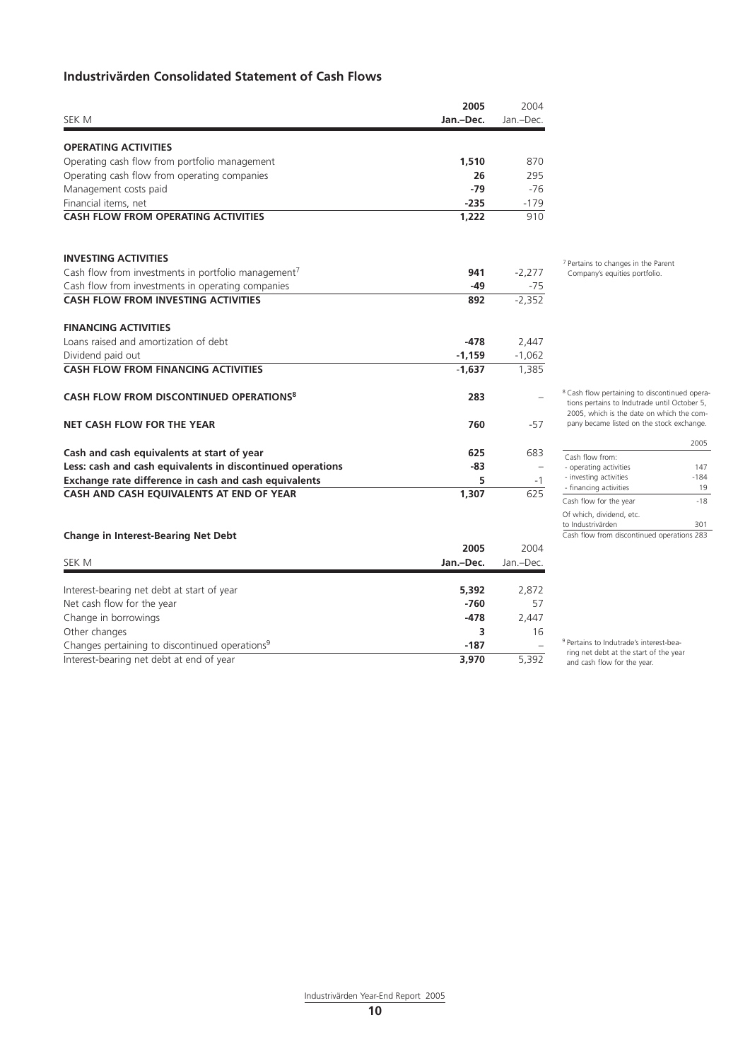## Industrivärden Consolidated Statement of Cash Flows

| SEK M | 2005 Jan.–Dec. | 2004 Jan.–Dec. |
|---|---|---|
| **OPERATING ACTIVITIES** | | |
| Operating cash flow from portfolio management | **1,510** | 870 |
| Operating cash flow from operating companies | **26** | 295 |
| Management costs paid | **-79** | -76 |
| Financial items, net | **-235** | -179 |
| **CASH FLOW FROM OPERATING ACTIVITIES** | **1,222** | 910 |
| | | |
| **INVESTING ACTIVITIES** | | |
| Cash flow from investments in portfolio management[7] | **941** | -2,277 |
| Cash flow from investments in operating companies | **-49** | -75 |
| **CASH FLOW FROM INVESTING ACTIVITIES** | **892** | -2,352 |
| | | |
| **FINANCING ACTIVITIES** | | |
| Loans raised and amortization of debt | **-478** | 2,447 |
| Dividend paid out | **-1,159** | -1,062 |
| **CASH FLOW FROM FINANCING ACTIVITIES** | **-1,637** | 1,385 |
| | | |
| **CASH FLOW FROM DISCONTINUED OPERATIONS[8]** | **283** | – |
| | | |
| **NET CASH FLOW FOR THE YEAR** | **760** | -57 |
| | | |
| **Cash and cash equivalents at start of year** | **625** | 683 |
| **Less: cash and cash equivalents in discontinued operations** | **-83** | – |
| **Exchange rate difference in cash and cash equivalents** | **5** | -1 |
| **CASH AND CASH EQUIVALENTS AT END OF YEAR** | **1,307** | 625 |

[7] Pertains to changes in the Parent Company's equities portfolio.

[8] Cash flow pertaining to discontinued operations pertains to Indutrade until October 5, 2005, which is the date on which the company became listed on the stock exchange.

| | 2005 |
|---|---|
| Cash flow from: | |
| - operating activities | 147 |
| - investing activities | -184 |
| - financing activities | 19 |
| Cash flow for the year | -18 |
| Of which, dividend, etc. to Industrivärden | 301 |
| Cash flow from discontinued operations | 283 |

### Change in Interest-Bearing Net Debt

| SEK M | 2005 Jan.–Dec. | 2004 Jan.–Dec. |
|---|---|---|
| Interest-bearing net debt at start of year | **5,392** | 2,872 |
| Net cash flow for the year | **-760** | 57 |
| Change in borrowings | **-478** | 2,447 |
| Other changes | **3** | 16 |
| Changes pertaining to discontinued operations[9] | **-187** | – |
| Interest-bearing net debt at end of year | **3,970** | 5,392 |

[9] Pertains to Indutrade's interest-bearing net debt at the start of the year and cash flow for the year.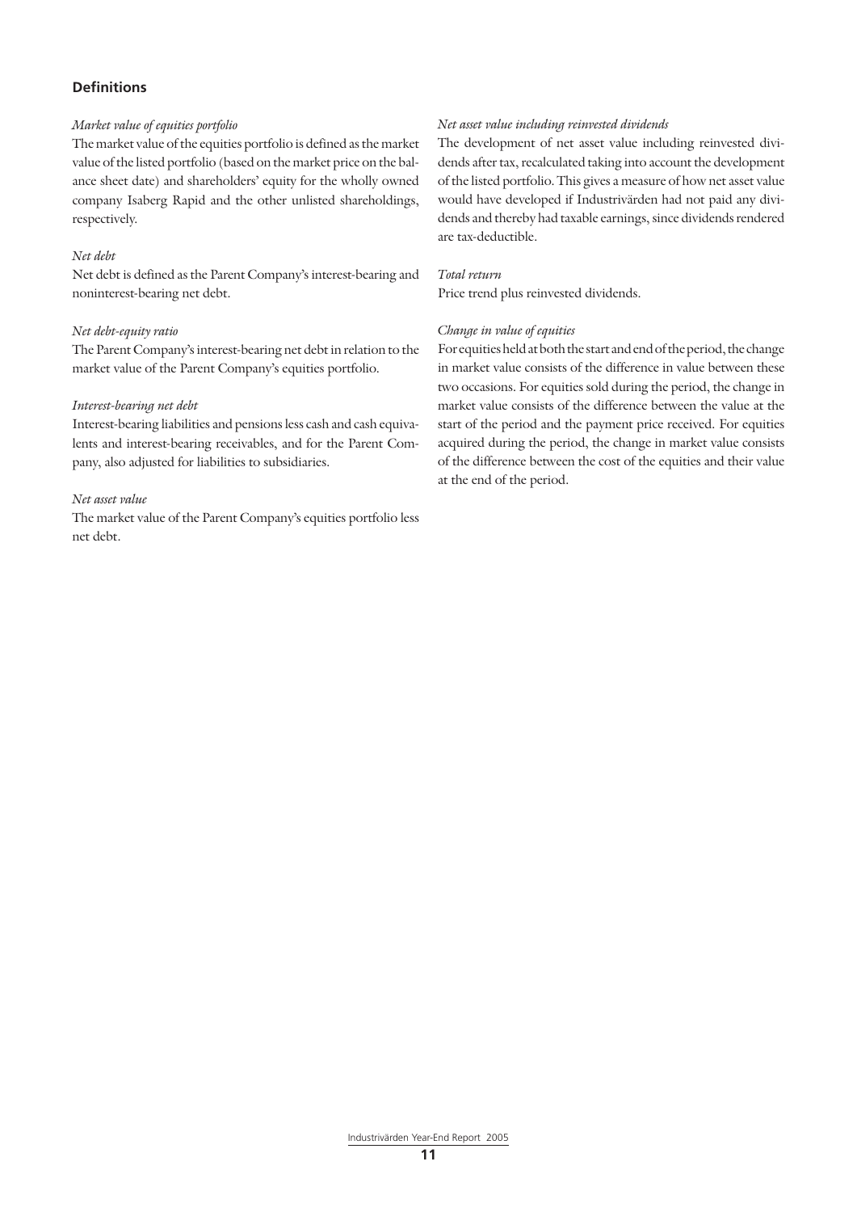## Definitions

*Market value of equities portfolio*

The market value of the equities portfolio is defined as the market value of the listed portfolio (based on the market price on the balance sheet date) and shareholders' equity for the wholly owned company Isaberg Rapid and the other unlisted shareholdings, respectively.

*Net debt*

Net debt is defined as the Parent Company's interest-bearing and noninterest-bearing net debt.

*Net debt-equity ratio*

The Parent Company's interest-bearing net debt in relation to the market value of the Parent Company's equities portfolio.

*Interest-bearing net debt*

Interest-bearing liabilities and pensions less cash and cash equivalents and interest-bearing receivables, and for the Parent Company, also adjusted for liabilities to subsidiaries.

*Net asset value*

The market value of the Parent Company's equities portfolio less net debt.

*Net asset value including reinvested dividends*

The development of net asset value including reinvested dividends after tax, recalculated taking into account the development of the listed portfolio. This gives a measure of how net asset value would have developed if Industrivärden had not paid any dividends and thereby had taxable earnings, since dividends rendered are tax-deductible.

*Total return*

Price trend plus reinvested dividends.

*Change in value of equities*

For equities held at both the start and end of the period, the change in market value consists of the difference in value between these two occasions. For equities sold during the period, the change in market value consists of the difference between the value at the start of the period and the payment price received. For equities acquired during the period, the change in market value consists of the difference between the cost of the equities and their value at the end of the period.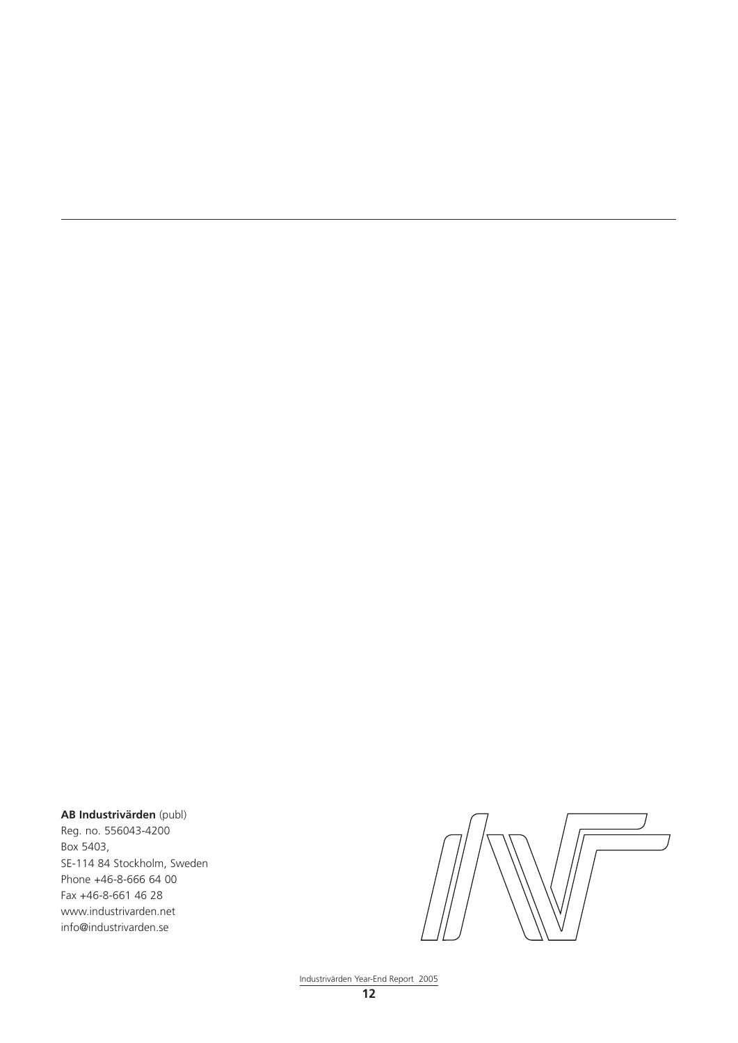**AB Industrivärden** (publ)
Reg. no. 556043-4200
Box 5403,
SE-114 84 Stockholm, Sweden
Phone +46-8-666 64 00
Fax +46-8-661 46 28
www.industrivarden.net
info@industrivarden.se